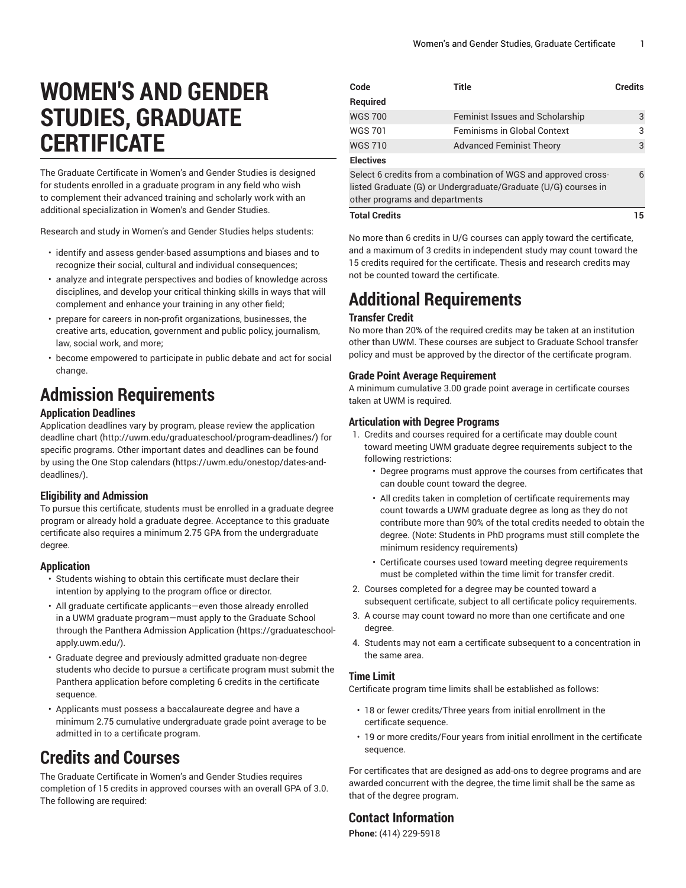# WOMEN'S AND GENDER STUDIES, GRADUATE CERTIFICATE

The Graduate Certificate in Women's and Gender Studies is designed for students enrolled in a graduate program in any field who wish to complement their advanced training and scholarly work with an additional specialization in Women's and Gender Studies.

Research and study in Women's and Gender Studies helps students:

- identify and assess gender-based assumptions and biases and to recognize their social, cultural and individual consequences;
- analyze and integrate perspectives and bodies of knowledge across disciplines, and develop your critical thinking skills in ways that will complement and enhance your training in any other field;
- prepare for careers in non-profit organizations, businesses, the creative arts, education, government and public policy, journalism, law, social work, and more;
- become empowered to participate in public debate and act for social change.

## Admission Requirements

### Application Deadlines

Application deadlines vary by program, please review the application deadline chart (http://uwm.edu/graduateschool/program-deadlines/) for specific programs. Other important dates and deadlines can be found by using the One Stop calendars (https://uwm.edu/onestop/dates-and-deadlines/).

### Eligibility and Admission

To pursue this certificate, students must be enrolled in a graduate degree program or already hold a graduate degree. Acceptance to this graduate certificate also requires a minimum 2.75 GPA from the undergraduate degree.

### Application

- Students wishing to obtain this certificate must declare their intention by applying to the program office or director.
- All graduate certificate applicants—even those already enrolled in a UWM graduate program—must apply to the Graduate School through the Panthera Admission Application (https://graduateschool-apply.uwm.edu/).
- Graduate degree and previously admitted graduate non-degree students who decide to pursue a certificate program must submit the Panthera application before completing 6 credits in the certificate sequence.
- Applicants must possess a baccalaureate degree and have a minimum 2.75 cumulative undergraduate grade point average to be admitted in to a certificate program.

## Credits and Courses

The Graduate Certificate in Women's and Gender Studies requires completion of 15 credits in approved courses with an overall GPA of 3.0. The following are required:

| Code | Title | Credits |
|---|---|---|
| **Required** | | |
| WGS 700 | Feminist Issues and Scholarship | 3 |
| WGS 701 | Feminisms in Global Context | 3 |
| WGS 710 | Advanced Feminist Theory | 3 |
| **Electives** | | |
| Select 6 credits from a combination of WGS and approved cross-listed Graduate (G) or Undergraduate/Graduate (U/G) courses in other programs and departments | | 6 |
| **Total Credits** | | **15** |

No more than 6 credits in U/G courses can apply toward the certificate, and a maximum of 3 credits in independent study may count toward the 15 credits required for the certificate. Thesis and research credits may not be counted toward the certificate.

## Additional Requirements

### Transfer Credit

No more than 20% of the required credits may be taken at an institution other than UWM. These courses are subject to Graduate School transfer policy and must be approved by the director of the certificate program.

### Grade Point Average Requirement

A minimum cumulative 3.00 grade point average in certificate courses taken at UWM is required.

### Articulation with Degree Programs

1. Credits and courses required for a certificate may double count toward meeting UWM graduate degree requirements subject to the following restrictions:
   - Degree programs must approve the courses from certificates that can double count toward the degree.
   - All credits taken in completion of certificate requirements may count towards a UWM graduate degree as long as they do not contribute more than 90% of the total credits needed to obtain the degree. (Note: Students in PhD programs must still complete the minimum residency requirements)
   - Certificate courses used toward meeting degree requirements must be completed within the time limit for transfer credit.
2. Courses completed for a degree may be counted toward a subsequent certificate, subject to all certificate policy requirements.
3. A course may count toward no more than one certificate and one degree.
4. Students may not earn a certificate subsequent to a concentration in the same area.

### Time Limit

Certificate program time limits shall be established as follows:

- 18 or fewer credits/Three years from initial enrollment in the certificate sequence.
- 19 or more credits/Four years from initial enrollment in the certificate sequence.

For certificates that are designed as add-ons to degree programs and are awarded concurrent with the degree, the time limit shall be the same as that of the degree program.

## Contact Information

**Phone:** (414) 229-5918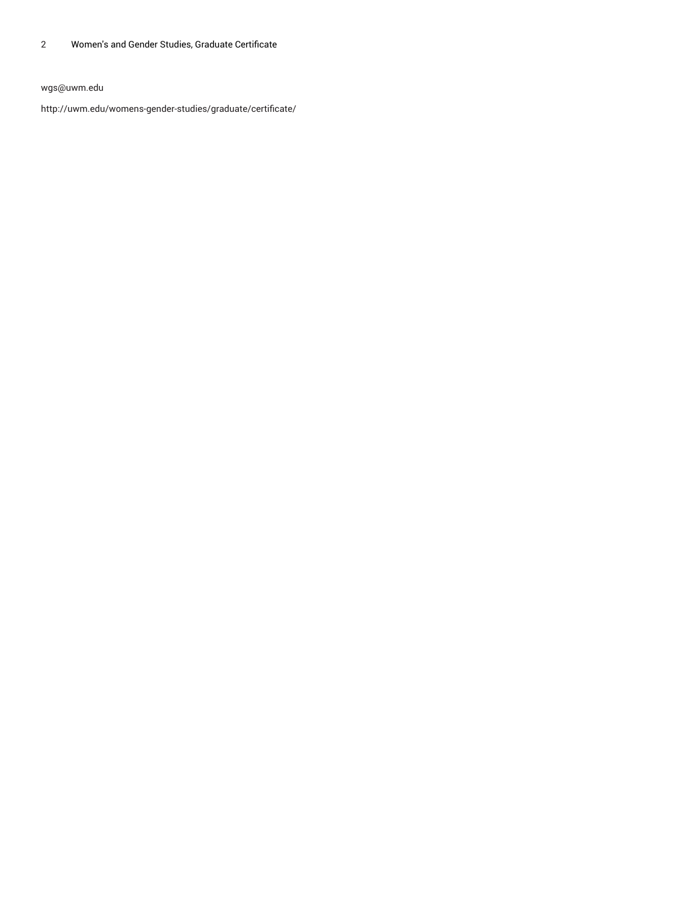wgs@uwm.edu

http://uwm.edu/womens-gender-studies/graduate/certificate/